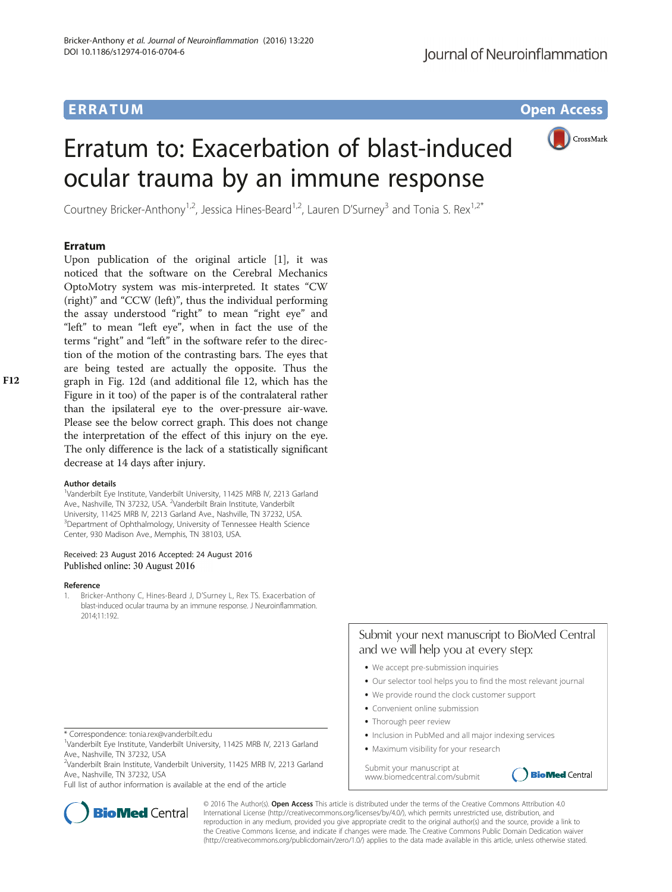ERRATUM Open Access

# Erratum to: Exacerbation of blast-induced ocular trauma by an immune response

Courtney Bricker-Anthony[1,2], Jessica Hines-Beard[1,2], Lauren D'Surney[3] and Tonia S. Rex[1,2*]

## Erratum

Upon publication of the original article [1], it was noticed that the software on the Cerebral Mechanics OptoMotry system was mis-interpreted. It states "CW (right)" and "CCW (left)", thus the individual performing the assay understood "right" to mean "right eye" and "left" to mean "left eye", when in fact the use of the terms "right" and "left" in the software refer to the direction of the motion of the contrasting bars. The eyes that are being tested are actually the opposite. Thus the graph in Fig. 12d (and additional file 12, which has the Figure in it too) of the paper is of the contralateral rather than the ipsilateral eye to the over-pressure air-wave. Please see the below correct graph. This does not change the interpretation of the effect of this injury on the eye. The only difference is the lack of a statistically significant decrease at 14 days after injury.

### Author details

[1]Vanderbilt Eye Institute, Vanderbilt University, 11425 MRB IV, 2213 Garland Ave., Nashville, TN 37232, USA. [2]Vanderbilt Brain Institute, Vanderbilt University, 11425 MRB IV, 2213 Garland Ave., Nashville, TN 37232, USA. [3]Department of Ophthalmology, University of Tennessee Health Science Center, 930 Madison Ave., Memphis, TN 38103, USA.

Received: 23 August 2016 Accepted: 24 August 2016
Published online: 30 August 2016

### Reference

1. Bricker-Anthony C, Hines-Beard J, D'Surney L, Rex TS. Exacerbation of blast-induced ocular trauma by an immune response. J Neuroinflammation. 2014;11:192.

\* Correspondence: tonia.rex@vanderbilt.edu
[1]Vanderbilt Eye Institute, Vanderbilt University, 11425 MRB IV, 2213 Garland Ave., Nashville, TN 37232, USA
[2]Vanderbilt Brain Institute, Vanderbilt University, 11425 MRB IV, 2213 Garland Ave., Nashville, TN 37232, USA
Full list of author information is available at the end of the article

© 2016 The Author(s). **Open Access** This article is distributed under the terms of the Creative Commons Attribution 4.0 International License (http://creativecommons.org/licenses/by/4.0/), which permits unrestricted use, distribution, and reproduction in any medium, provided you give appropriate credit to the original author(s) and the source, provide a link to the Creative Commons license, and indicate if changes were made. The Creative Commons Public Domain Dedication waiver (http://creativecommons.org/publicdomain/zero/1.0/) applies to the data made available in this article, unless otherwise stated.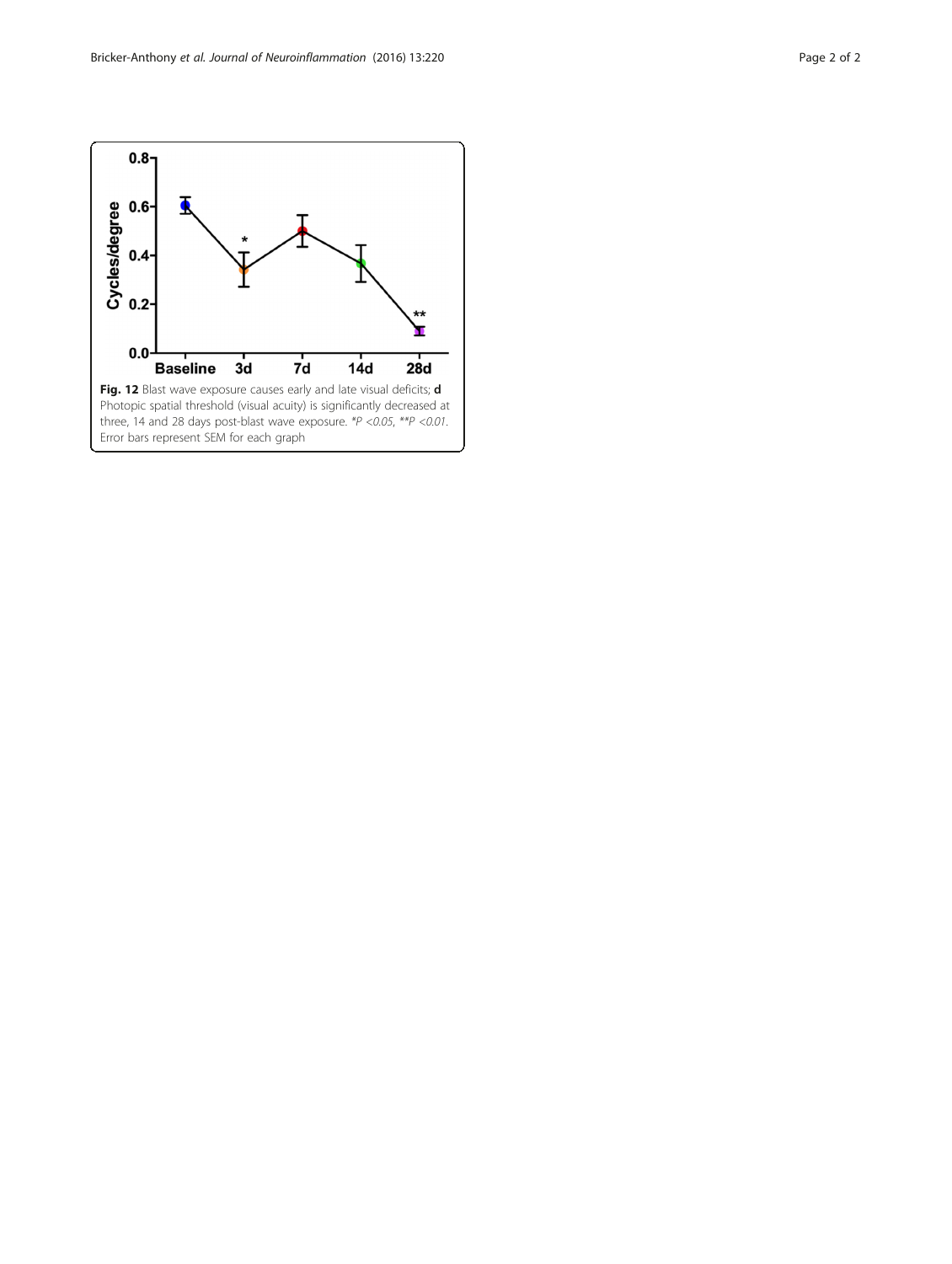0.8
0.6
0.4
0.2
0.0
Cycles/degree
*
**
Baseline
3d
7d
14d
28d

**Fig. 12** Blast wave exposure causes early and late visual deficits; **d** Photopic spatial threshold (visual acuity) is significantly decreased at three, 14 and 28 days post-blast wave exposure. $*P < 0.05$, $**P < 0.01$. Error bars represent SEM for each graph